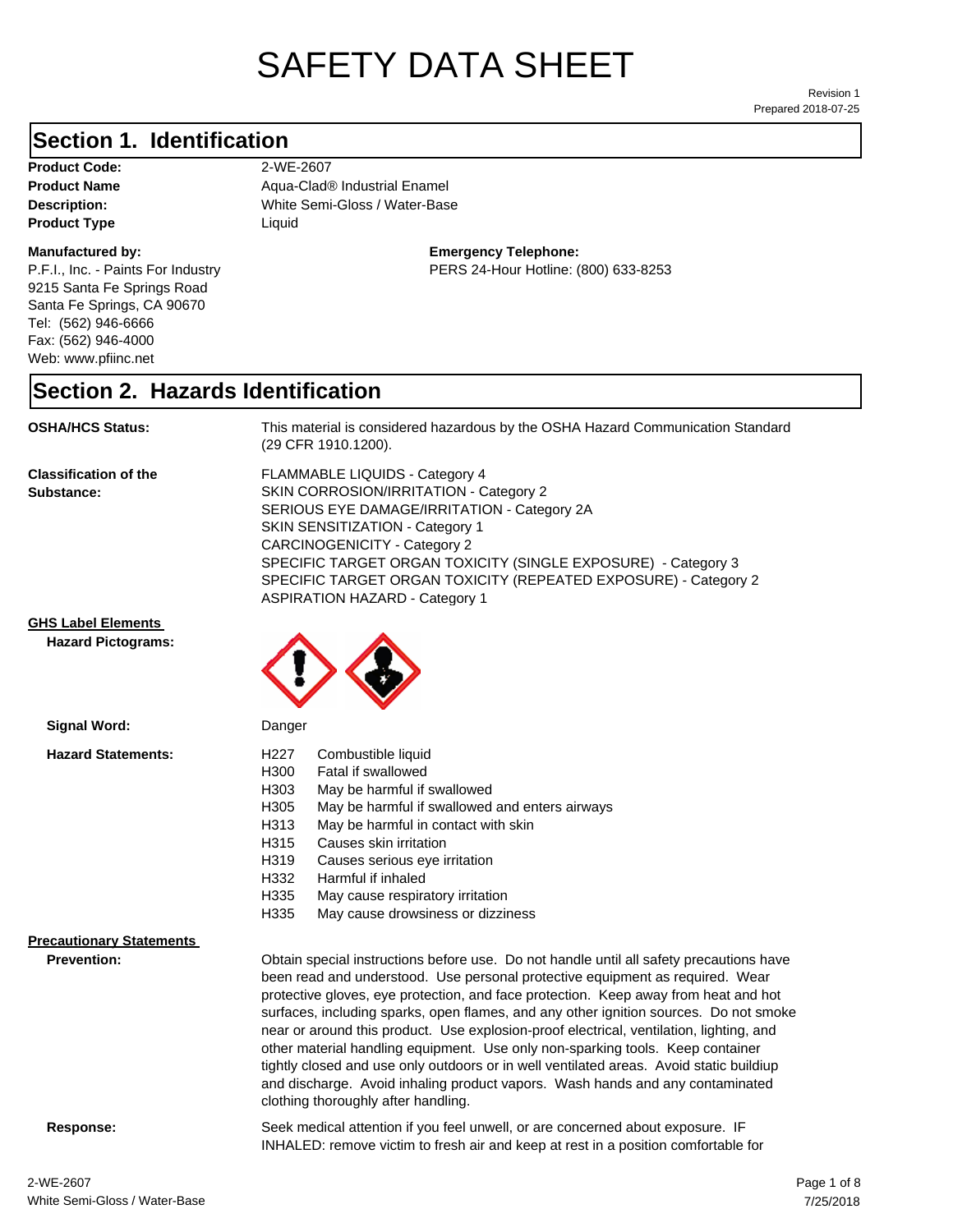# SAFETY DATA SHEET

Revision 1
Prepared 2018-07-25

## Section 1. Identification

**Product Code:** 2-WE-2607
**Product Name** Aqua-Clad® Industrial Enamel
**Description:** White Semi-Gloss / Water-Base
**Product Type** Liquid

**Manufactured by:**
P.F.I., Inc. - Paints For Industry
9215 Santa Fe Springs Road
Santa Fe Springs, CA 90670
Tel: (562) 946-6666
Fax: (562) 946-4000
Web: www.pfiinc.net

**Emergency Telephone:**
PERS 24-Hour Hotline: (800) 633-8253

## Section 2. Hazards Identification

**OSHA/HCS Status:** This material is considered hazardous by the OSHA Hazard Communication Standard (29 CFR 1910.1200).

**Classification of the Substance:**
FLAMMABLE LIQUIDS - Category 4
SKIN CORROSION/IRRITATION - Category 2
SERIOUS EYE DAMAGE/IRRITATION - Category 2A
SKIN SENSITIZATION - Category 1
CARCINOGENICITY - Category 2
SPECIFIC TARGET ORGAN TOXICITY (SINGLE EXPOSURE) - Category 3
SPECIFIC TARGET ORGAN TOXICITY (REPEATED EXPOSURE) - Category 2
ASPIRATION HAZARD - Category 1

**GHS Label Elements**

**Hazard Pictograms:**

**Signal Word:** Danger

**Hazard Statements:**

| | |
|---|---|
| H227 | Combustible liquid |
| H300 | Fatal if swallowed |
| H303 | May be harmful if swallowed |
| H305 | May be harmful if swallowed and enters airways |
| H313 | May be harmful in contact with skin |
| H315 | Causes skin irritation |
| H319 | Causes serious eye irritation |
| H332 | Harmful if inhaled |
| H335 | May cause respiratory irritation |
| H335 | May cause drowsiness or dizziness |

**Precautionary Statements**

**Prevention:** Obtain special instructions before use. Do not handle until all safety precautions have been read and understood. Use personal protective equipment as required. Wear protective gloves, eye protection, and face protection. Keep away from heat and hot surfaces, including sparks, open flames, and any other ignition sources. Do not smoke near or around this product. Use explosion-proof electrical, ventilation, lighting, and other material handling equipment. Use only non-sparking tools. Keep container tightly closed and use only outdoors or in well ventilated areas. Avoid static buildiup and discharge. Avoid inhaling product vapors. Wash hands and any contaminated clothing thoroughly after handling.

**Response:** Seek medical attention if you feel unwell, or are concerned about exposure. IF INHALED: remove victim to fresh air and keep at rest in a position comfortable for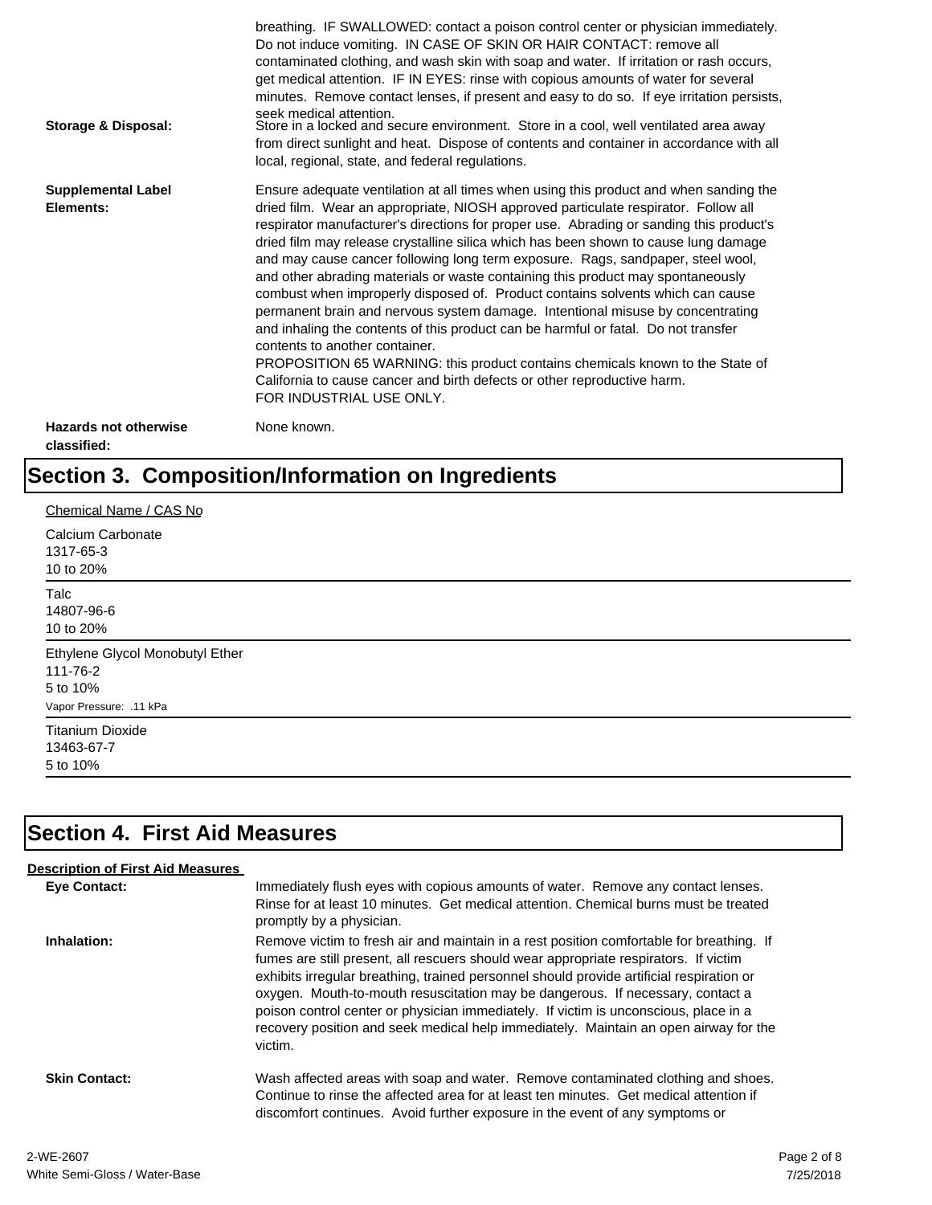breathing. IF SWALLOWED: contact a poison control center or physician immediately. Do not induce vomiting. IN CASE OF SKIN OR HAIR CONTACT: remove all contaminated clothing, and wash skin with soap and water. If irritation or rash occurs, get medical attention. IF IN EYES: rinse with copious amounts of water for several minutes. Remove contact lenses, if present and easy to do so. If eye irritation persists, seek medical attention.

**Storage & Disposal:** Store in a locked and secure environment. Store in a cool, well ventilated area away from direct sunlight and heat. Dispose of contents and container in accordance with all local, regional, state, and federal regulations.

**Supplemental Label Elements:** Ensure adequate ventilation at all times when using this product and when sanding the dried film. Wear an appropriate, NIOSH approved particulate respirator. Follow all respirator manufacturer's directions for proper use. Abrading or sanding this product's dried film may release crystalline silica which has been shown to cause lung damage and may cause cancer following long term exposure. Rags, sandpaper, steel wool, and other abrading materials or waste containing this product may spontaneously combust when improperly disposed of. Product contains solvents which can cause permanent brain and nervous system damage. Intentional misuse by concentrating and inhaling the contents of this product can be harmful or fatal. Do not transfer contents to another container.
PROPOSITION 65 WARNING: this product contains chemicals known to the State of California to cause cancer and birth defects or other reproductive harm.
FOR INDUSTRIAL USE ONLY.

**Hazards not otherwise classified:** None known.

# Section 3. Composition/Information on Ingredients

Chemical Name / CAS No

Calcium Carbonate
1317-65-3
10 to 20%

---

Talc
14807-96-6
10 to 20%

---

Ethylene Glycol Monobutyl Ether
111-76-2
5 to 10%
Vapor Pressure: .11 kPa

---

Titanium Dioxide
13463-67-7
5 to 10%

---

# Section 4. First Aid Measures

**Description of First Aid Measures**

**Eye Contact:** Immediately flush eyes with copious amounts of water. Remove any contact lenses. Rinse for at least 10 minutes. Get medical attention. Chemical burns must be treated promptly by a physician.

**Inhalation:** Remove victim to fresh air and maintain in a rest position comfortable for breathing. If fumes are still present, all rescuers should wear appropriate respirators. If victim exhibits irregular breathing, trained personnel should provide artificial respiration or oxygen. Mouth-to-mouth resuscitation may be dangerous. If necessary, contact a poison control center or physician immediately. If victim is unconscious, place in a recovery position and seek medical help immediately. Maintain an open airway for the victim.

**Skin Contact:** Wash affected areas with soap and water. Remove contaminated clothing and shoes. Continue to rinse the affected area for at least ten minutes. Get medical attention if discomfort continues. Avoid further exposure in the event of any symptoms or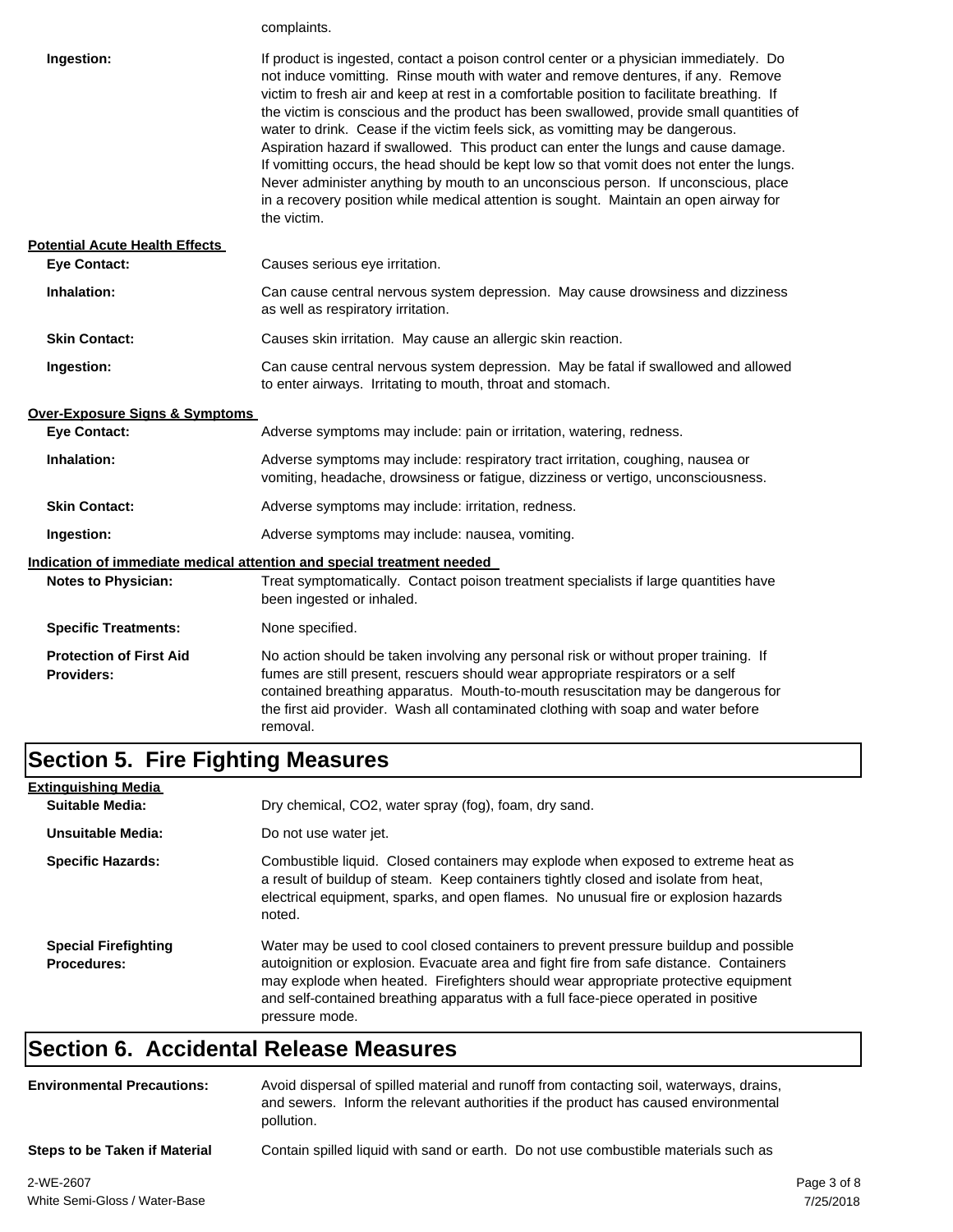complaints.

**Ingestion:** If product is ingested, contact a poison control center or a physician immediately. Do not induce vomitting. Rinse mouth with water and remove dentures, if any. Remove victim to fresh air and keep at rest in a comfortable position to facilitate breathing. If the victim is conscious and the product has been swallowed, provide small quantities of water to drink. Cease if the victim feels sick, as vomitting may be dangerous. Aspiration hazard if swallowed. This product can enter the lungs and cause damage. If vomitting occurs, the head should be kept low so that vomit does not enter the lungs. Never administer anything by mouth to an unconscious person. If unconscious, place in a recovery position while medical attention is sought. Maintain an open airway for the victim.

**Potential Acute Health Effects**

**Eye Contact:** Causes serious eye irritation.

**Inhalation:** Can cause central nervous system depression. May cause drowsiness and dizziness as well as respiratory irritation.

**Skin Contact:** Causes skin irritation. May cause an allergic skin reaction.

**Ingestion:** Can cause central nervous system depression. May be fatal if swallowed and allowed to enter airways. Irritating to mouth, throat and stomach.

**Over-Exposure Signs & Symptoms**

**Eye Contact:** Adverse symptoms may include: pain or irritation, watering, redness.

**Inhalation:** Adverse symptoms may include: respiratory tract irritation, coughing, nausea or vomiting, headache, drowsiness or fatigue, dizziness or vertigo, unconsciousness.

**Skin Contact:** Adverse symptoms may include: irritation, redness.

**Ingestion:** Adverse symptoms may include: nausea, vomiting.

**Indication of immediate medical attention and special treatment needed**

**Notes to Physician:** Treat symptomatically. Contact poison treatment specialists if large quantities have been ingested or inhaled.

**Specific Treatments:** None specified.

**Protection of First Aid Providers:** No action should be taken involving any personal risk or without proper training. If fumes are still present, rescuers should wear appropriate respirators or a self contained breathing apparatus. Mouth-to-mouth resuscitation may be dangerous for the first aid provider. Wash all contaminated clothing with soap and water before removal.

## Section 5. Fire Fighting Measures

**Extinguishing Media**

**Suitable Media:** Dry chemical, CO2, water spray (fog), foam, dry sand.

**Unsuitable Media:** Do not use water jet.

**Specific Hazards:** Combustible liquid. Closed containers may explode when exposed to extreme heat as a result of buildup of steam. Keep containers tightly closed and isolate from heat, electrical equipment, sparks, and open flames. No unusual fire or explosion hazards noted.

**Special Firefighting Procedures:** Water may be used to cool closed containers to prevent pressure buildup and possible autoignition or explosion. Evacuate area and fight fire from safe distance. Containers may explode when heated. Firefighters should wear appropriate protective equipment and self-contained breathing apparatus with a full face-piece operated in positive pressure mode.

## Section 6. Accidental Release Measures

**Environmental Precautions:** Avoid dispersal of spilled material and runoff from contacting soil, waterways, drains, and sewers. Inform the relevant authorities if the product has caused environmental pollution.

**Steps to be Taken if Material** Contain spilled liquid with sand or earth. Do not use combustible materials such as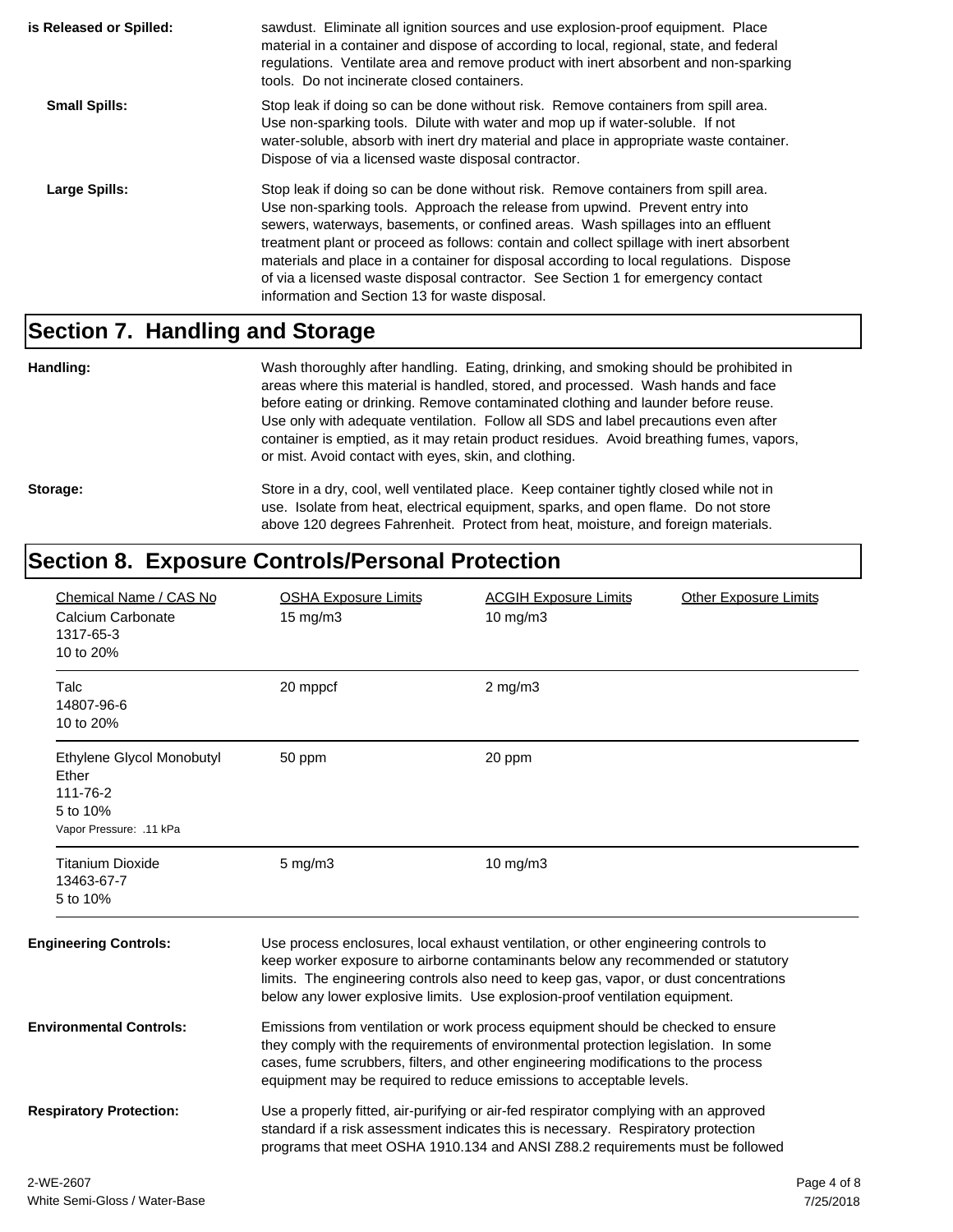**is Released or Spilled:** sawdust. Eliminate all ignition sources and use explosion-proof equipment. Place material in a container and dispose of according to local, regional, state, and federal regulations. Ventilate area and remove product with inert absorbent and non-sparking tools. Do not incinerate closed containers.

**Small Spills:** Stop leak if doing so can be done without risk. Remove containers from spill area. Use non-sparking tools. Dilute with water and mop up if water-soluble. If not water-soluble, absorb with inert dry material and place in appropriate waste container. Dispose of via a licensed waste disposal contractor.

**Large Spills:** Stop leak if doing so can be done without risk. Remove containers from spill area. Use non-sparking tools. Approach the release from upwind. Prevent entry into sewers, waterways, basements, or confined areas. Wash spillages into an effluent treatment plant or proceed as follows: contain and collect spillage with inert absorbent materials and place in a container for disposal according to local regulations. Dispose of via a licensed waste disposal contractor. See Section 1 for emergency contact information and Section 13 for waste disposal.

## Section 7. Handling and Storage

**Handling:** Wash thoroughly after handling. Eating, drinking, and smoking should be prohibited in areas where this material is handled, stored, and processed. Wash hands and face before eating or drinking. Remove contaminated clothing and launder before reuse. Use only with adequate ventilation. Follow all SDS and label precautions even after container is emptied, as it may retain product residues. Avoid breathing fumes, vapors, or mist. Avoid contact with eyes, skin, and clothing.

**Storage:** Store in a dry, cool, well ventilated place. Keep container tightly closed while not in use. Isolate from heat, electrical equipment, sparks, and open flame. Do not store above 120 degrees Fahrenheit. Protect from heat, moisture, and foreign materials.

## Section 8. Exposure Controls/Personal Protection

| Chemical Name / CAS No | OSHA Exposure Limits | ACGIH Exposure Limits | Other Exposure Limits |
|---|---|---|---|
| Calcium Carbonate<br>1317-65-3<br>10 to 20% | 15 mg/m3 | 10 mg/m3 | |
| Talc<br>14807-96-6<br>10 to 20% | 20 mppcf | 2 mg/m3 | |
| Ethylene Glycol Monobutyl Ether<br>111-76-2<br>5 to 10%<br>Vapor Pressure: .11 kPa | 50 ppm | 20 ppm | |
| Titanium Dioxide<br>13463-67-7<br>5 to 10% | 5 mg/m3 | 10 mg/m3 | |

**Engineering Controls:** Use process enclosures, local exhaust ventilation, or other engineering controls to keep worker exposure to airborne contaminants below any recommended or statutory limits. The engineering controls also need to keep gas, vapor, or dust concentrations below any lower explosive limits. Use explosion-proof ventilation equipment.

**Environmental Controls:** Emissions from ventilation or work process equipment should be checked to ensure they comply with the requirements of environmental protection legislation. In some cases, fume scrubbers, filters, and other engineering modifications to the process equipment may be required to reduce emissions to acceptable levels.

**Respiratory Protection:** Use a properly fitted, air-purifying or air-fed respirator complying with an approved standard if a risk assessment indicates this is necessary. Respiratory protection programs that meet OSHA 1910.134 and ANSI Z88.2 requirements must be followed

2-WE-2607
White Semi-Gloss / Water-Base

7/25/2018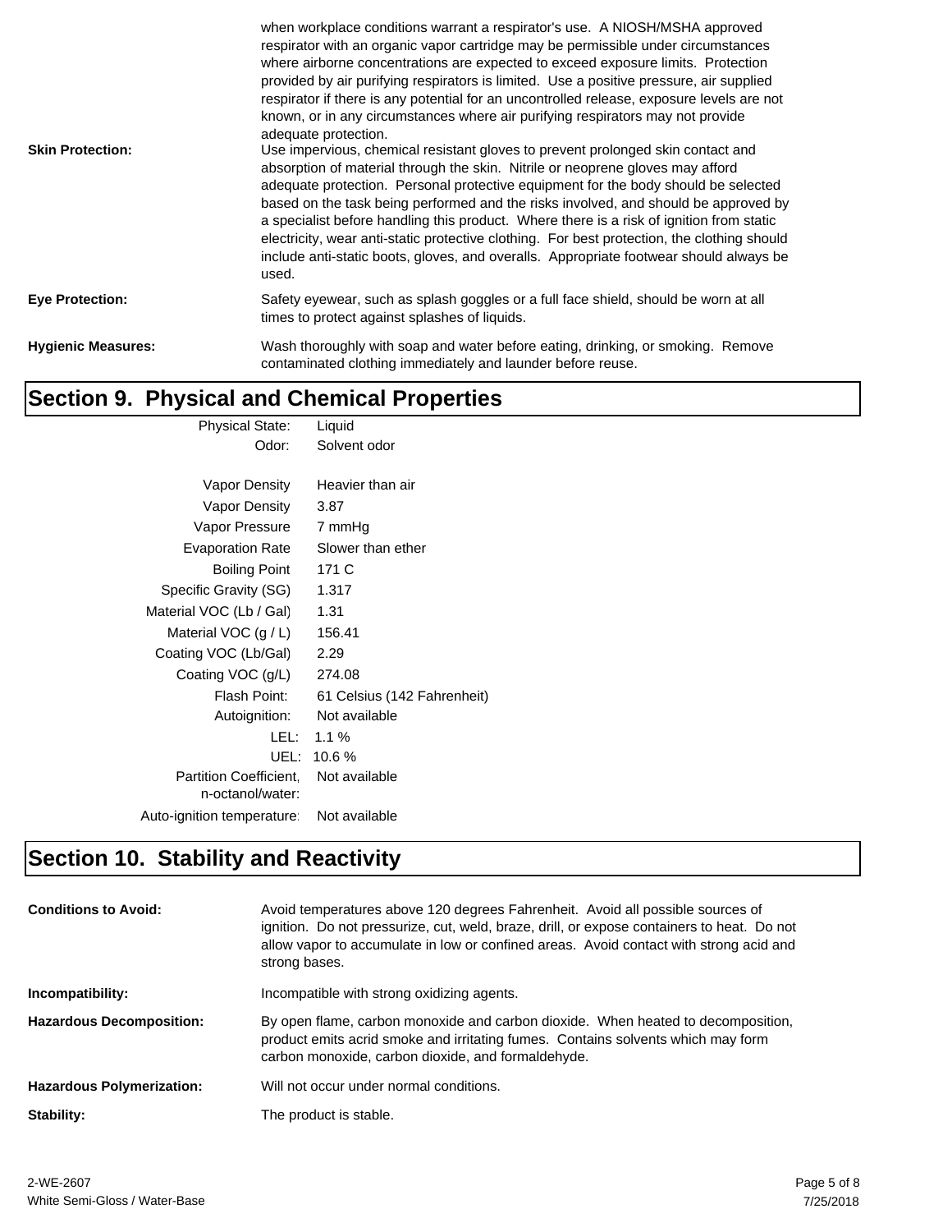when workplace conditions warrant a respirator's use. A NIOSH/MSHA approved respirator with an organic vapor cartridge may be permissible under circumstances where airborne concentrations are expected to exceed exposure limits. Protection provided by air purifying respirators is limited. Use a positive pressure, air supplied respirator if there is any potential for an uncontrolled release, exposure levels are not known, or in any circumstances where air purifying respirators may not provide adequate protection.

**Skin Protection:** Use impervious, chemical resistant gloves to prevent prolonged skin contact and absorption of material through the skin. Nitrile or neoprene gloves may afford adequate protection. Personal protective equipment for the body should be selected based on the task being performed and the risks involved, and should be approved by a specialist before handling this product. Where there is a risk of ignition from static electricity, wear anti-static protective clothing. For best protection, the clothing should include anti-static boots, gloves, and overalls. Appropriate footwear should always be used.

**Eye Protection:** Safety eyewear, such as splash goggles or a full face shield, should be worn at all times to protect against splashes of liquids.

**Hygienic Measures:** Wash thoroughly with soap and water before eating, drinking, or smoking. Remove contaminated clothing immediately and launder before reuse.

## Section 9. Physical and Chemical Properties

| Property | Value |
|---|---|
| Physical State: | Liquid |
| Odor: | Solvent odor |
| Vapor Density | Heavier than air |
| Vapor Density | 3.87 |
| Vapor Pressure | 7 mmHg |
| Evaporation Rate | Slower than ether |
| Boiling Point | 171 C |
| Specific Gravity (SG) | 1.317 |
| Material VOC (Lb / Gal) | 1.31 |
| Material VOC (g / L) | 156.41 |
| Coating VOC (Lb/Gal) | 2.29 |
| Coating VOC (g/L) | 274.08 |
| Flash Point: | 61 Celsius (142 Fahrenheit) |
| Autoignition: | Not available |
| LEL: | 1.1 % |
| UEL: | 10.6 % |
| Partition Coefficient, n-octanol/water: | Not available |
| Auto-ignition temperature: | Not available |

## Section 10. Stability and Reactivity

**Conditions to Avoid:** Avoid temperatures above 120 degrees Fahrenheit. Avoid all possible sources of ignition. Do not pressurize, cut, weld, braze, drill, or expose containers to heat. Do not allow vapor to accumulate in low or confined areas. Avoid contact with strong acid and strong bases.

**Incompatibility:** Incompatible with strong oxidizing agents.

**Hazardous Decomposition:** By open flame, carbon monoxide and carbon dioxide. When heated to decomposition, product emits acrid smoke and irritating fumes. Contains solvents which may form carbon monoxide, carbon dioxide, and formaldehyde.

**Hazardous Polymerization:** Will not occur under normal conditions.

**Stability:** The product is stable.

2-WE-2607
White Semi-Gloss / Water-Base
7/25/2018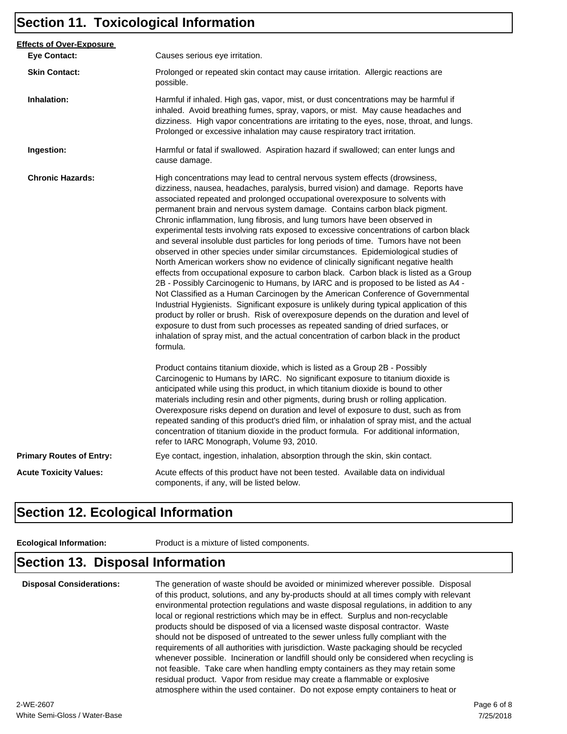## Section 11. Toxicological Information

**Effects of Over-Exposure**

**Eye Contact:** Causes serious eye irritation.

**Skin Contact:** Prolonged or repeated skin contact may cause irritation. Allergic reactions are possible.

**Inhalation:** Harmful if inhaled. High gas, vapor, mist, or dust concentrations may be harmful if inhaled. Avoid breathing fumes, spray, vapors, or mist. May cause headaches and dizziness. High vapor concentrations are irritating to the eyes, nose, throat, and lungs. Prolonged or excessive inhalation may cause respiratory tract irritation.

**Ingestion:** Harmful or fatal if swallowed. Aspiration hazard if swallowed; can enter lungs and cause damage.

**Chronic Hazards:** High concentrations may lead to central nervous system effects (drowsiness, dizziness, nausea, headaches, paralysis, burred vision) and damage. Reports have associated repeated and prolonged occupational overexposure to solvents with permanent brain and nervous system damage. Contains carbon black pigment. Chronic inflammation, lung fibrosis, and lung tumors have been observed in experimental tests involving rats exposed to excessive concentrations of carbon black and several insoluble dust particles for long periods of time. Tumors have not been observed in other species under similar circumstances. Epidemiological studies of North American workers show no evidence of clinically significant negative health effects from occupational exposure to carbon black. Carbon black is listed as a Group 2B - Possibly Carcinogenic to Humans, by IARC and is proposed to be listed as A4 - Not Classified as a Human Carcinogen by the American Conference of Governmental Industrial Hygienists. Significant exposure is unlikely during typical application of this product by roller or brush. Risk of overexposure depends on the duration and level of exposure to dust from such processes as repeated sanding of dried surfaces, or inhalation of spray mist, and the actual concentration of carbon black in the product formula.

Product contains titanium dioxide, which is listed as a Group 2B - Possibly Carcinogenic to Humans by IARC. No significant exposure to titanium dioxide is anticipated while using this product, in which titanium dioxide is bound to other materials including resin and other pigments, during brush or rolling application. Overexposure risks depend on duration and level of exposure to dust, such as from repeated sanding of this product's dried film, or inhalation of spray mist, and the actual concentration of titanium dioxide in the product formula. For additional information, refer to IARC Monograph, Volume 93, 2010.

**Primary Routes of Entry:** Eye contact, ingestion, inhalation, absorption through the skin, skin contact.

**Acute Toxicity Values:** Acute effects of this product have not been tested. Available data on individual components, if any, will be listed below.

## Section 12. Ecological Information

**Ecological Information:** Product is a mixture of listed components.

## Section 13. Disposal Information

**Disposal Considerations:** The generation of waste should be avoided or minimized wherever possible. Disposal of this product, solutions, and any by-products should at all times comply with relevant environmental protection regulations and waste disposal regulations, in addition to any local or regional restrictions which may be in effect. Surplus and non-recyclable products should be disposed of via a licensed waste disposal contractor. Waste should not be disposed of untreated to the sewer unless fully compliant with the requirements of all authorities with jurisdiction. Waste packaging should be recycled whenever possible. Incineration or landfill should only be considered when recycling is not feasible. Take care when handling empty containers as they may retain some residual product. Vapor from residue may create a flammable or explosive atmosphere within the used container. Do not expose empty containers to heat or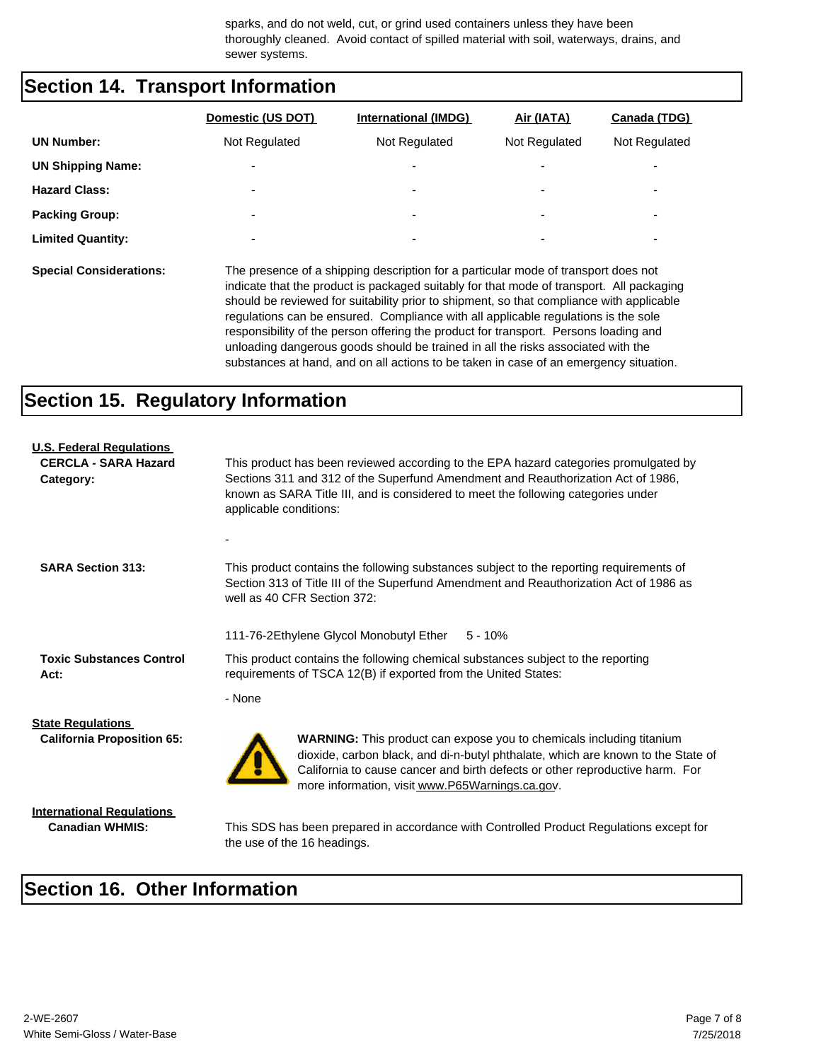sparks, and do not weld, cut, or grind used containers unless they have been thoroughly cleaned. Avoid contact of spilled material with soil, waterways, drains, and sewer systems.

## Section 14. Transport Information

| | Domestic (US DOT) | International (IMDG) | Air (IATA) | Canada (TDG) |
|---|---|---|---|---|
| **UN Number:** | Not Regulated | Not Regulated | Not Regulated | Not Regulated |
| **UN Shipping Name:** | - | - | - | - |
| **Hazard Class:** | - | - | - | - |
| **Packing Group:** | - | - | - | - |
| **Limited Quantity:** | - | - | - | - |

**Special Considerations:** The presence of a shipping description for a particular mode of transport does not indicate that the product is packaged suitably for that mode of transport. All packaging should be reviewed for suitability prior to shipment, so that compliance with applicable regulations can be ensured. Compliance with all applicable regulations is the sole responsibility of the person offering the product for transport. Persons loading and unloading dangerous goods should be trained in all the risks associated with the substances at hand, and on all actions to be taken in case of an emergency situation.

## Section 15. Regulatory Information

**U.S. Federal Regulations**

**CERCLA - SARA Hazard Category:** This product has been reviewed according to the EPA hazard categories promulgated by Sections 311 and 312 of the Superfund Amendment and Reauthorization Act of 1986, known as SARA Title III, and is considered to meet the following categories under applicable conditions:

-

**SARA Section 313:** This product contains the following substances subject to the reporting requirements of Section 313 of Title III of the Superfund Amendment and Reauthorization Act of 1986 as well as 40 CFR Section 372:

111-76-2Ethylene Glycol Monobutyl Ether 5 - 10%

**Toxic Substances Control Act:** This product contains the following chemical substances subject to the reporting requirements of TSCA 12(B) if exported from the United States:

- None

**State Regulations**

**California Proposition 65:** **WARNING:** This product can expose you to chemicals including titanium dioxide, carbon black, and di-n-butyl phthalate, which are known to the State of California to cause cancer and birth defects or other reproductive harm. For more information, visit www.P65Warnings.ca.gov.

**International Regulations**

**Canadian WHMIS:** This SDS has been prepared in accordance with Controlled Product Regulations except for the use of the 16 headings.

## Section 16. Other Information

2-WE-2607
White Semi-Gloss / Water-Base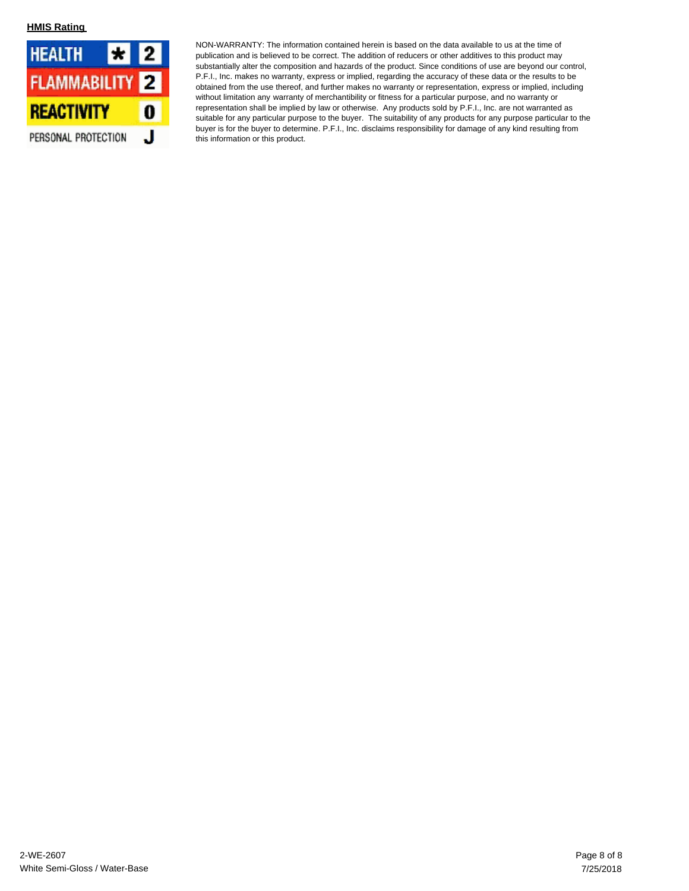**HMIS Rating**

| | | |
|---|---|---|
| HEALTH | * | 2 |
| FLAMMABILITY | | 2 |
| REACTIVITY | | 0 |
| PERSONAL PROTECTION | | J |

NON-WARRANTY: The information contained herein is based on the data available to us at the time of publication and is believed to be correct. The addition of reducers or other additives to this product may substantially alter the composition and hazards of the product. Since conditions of use are beyond our control, P.F.I., Inc. makes no warranty, express or implied, regarding the accuracy of these data or the results to be obtained from the use thereof, and further makes no warranty or representation, express or implied, including without limitation any warranty of merchantibility or fitness for a particular purpose, and no warranty or representation shall be implied by law or otherwise. Any products sold by P.F.I., Inc. are not warranted as suitable for any particular purpose to the buyer. The suitability of any products for any purpose particular to the buyer is for the buyer to determine. P.F.I., Inc. disclaims responsibility for damage of any kind resulting from this information or this product.